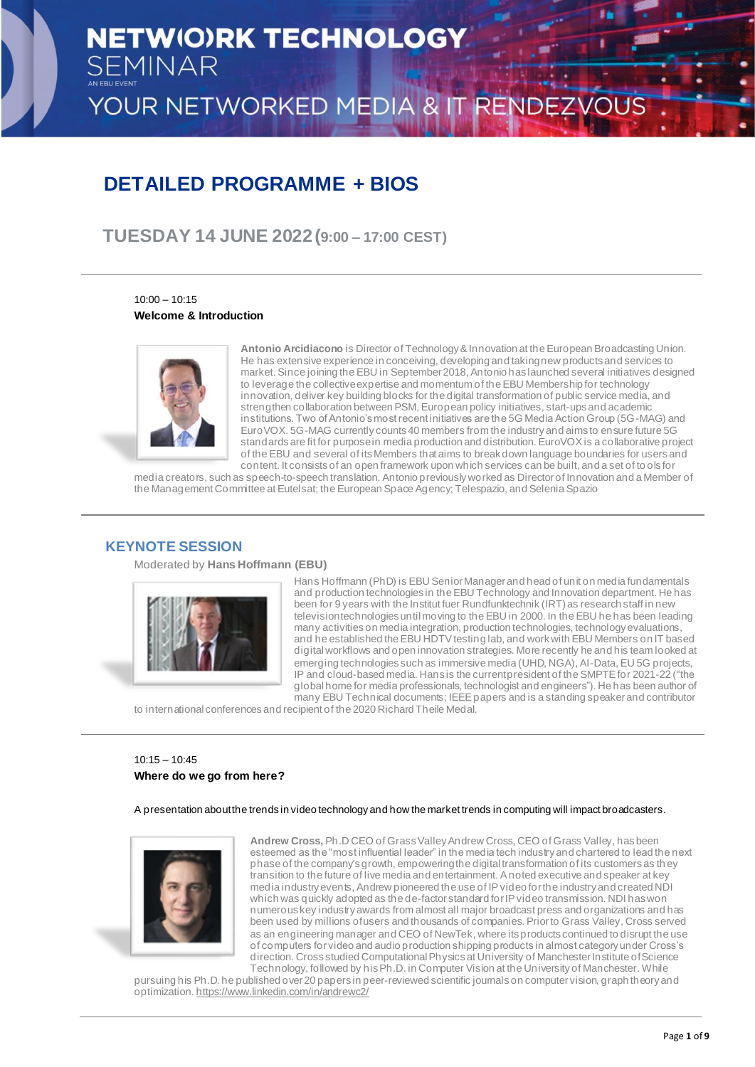# NETW(O)RK TECHNOLOGY SEMINAR

AN EBU EVENT

YOUR NETWORKED MEDIA & IT RENDEZVOUS

## DETAILED PROGRAMME + BIOS

### TUESDAY 14 JUNE 2022 (9:00 – 17:00 CEST)

10:00 – 10:15

**Welcome & Introduction**

**Antonio Arcidiacono** is Director of Technology & Innovation at the European Broadcasting Union. He has extensive experience in conceiving, developing and taking new products and services to market. Since joining the EBU in September 2018, Antonio has launched several initiatives designed to leverage the collective expertise and momentum of the EBU Membership for technology innovation, deliver key building blocks for the digital transformation of public service media, and strengthen collaboration between PSM, European policy initiatives, start-ups and academic institutions. Two of Antonio's most recent initiatives are the 5G Media Action Group (5G-MAG) and EuroVOX. 5G-MAG currently counts 40 members from the industry and aims to ensure future 5G standards are fit for purpose in media production and distribution. EuroVOX is a collaborative project of the EBU and several of its Members that aims to break down language boundaries for users and content. It consists of an open framework upon which services can be built, and a set of tools for media creators, such as speech-to-speech translation. Antonio previously worked as Director of Innovation and a Member of the Management Committee at Eutelsat; the European Space Agency; Telespazio, and Selenia Spazio

## KEYNOTE SESSION

Moderated by **Hans Hoffmann (EBU)**

Hans Hoffmann (PhD) is EBU Senior Manager and head of unit on media fundamentals and production technologies in the EBU Technology and Innovation department. He has been for 9 years with the Institut fuer Rundfunktechnik (IRT) as research staff in new television technologies until moving to the EBU in 2000. In the EBU he has been leading many activities on media integration, production technologies, technology evaluations, and he established the EBU HDTV testing lab, and work with EBU Members on IT based digital workflows and open innovation strategies. More recently he and his team looked at emerging technologies such as immersive media (UHD, NGA), AI-Data, EU 5G projects, IP and cloud-based media. Hans is the current president of the SMPTE for 2021-22 ("the global home for media professionals, technologist and engineers"). He has been author of many EBU Technical documents; IEEE papers and is a standing speaker and contributor to international conferences and recipient of the 2020 Richard Theile Medal.

10:15 – 10:45

**Where do we go from here?**

A presentation about the trends in video technology and how the market trends in computing will impact broadcasters.

**Andrew Cross,** Ph.D CEO of Grass Valley Andrew Cross, CEO of Grass Valley, has been esteemed as the "most influential leader" in the media tech industry and chartered to lead the next phase of the company's growth, empowering the digital transformation of its customers as they transition to the future of live media and entertainment. A noted executive and speaker at key media industry events, Andrew pioneered the use of IP video for the industry and created NDI which was quickly adopted as the de-factor standard for IP video transmission. NDI has won numerous key industry awards from almost all major broadcast press and organizations and has been used by millions of users and thousands of companies. Prior to Grass Valley, Cross served as an engineering manager and CEO of NewTek, where its products continued to disrupt the use of computers for video and audio production shipping products in almost category under Cross's direction. Cross studied Computational Physics at University of Manchester Institute of Science Technology, followed by his Ph.D. in Computer Vision at the University of Manchester. While pursuing his Ph.D. he published over 20 papers in peer-reviewed scientific journals on computer vision, graph theory and optimization. https://www.linkedin.com/in/andrewc2/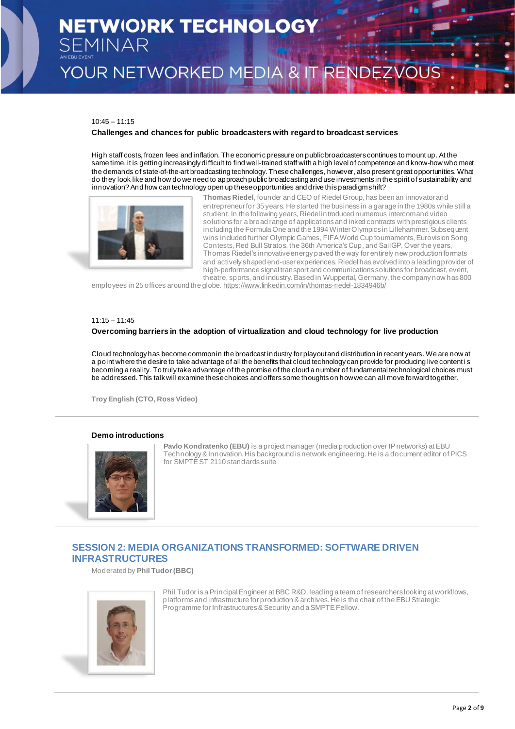10:45 – 11:15

**Challenges and chances for public broadcasters with regard to broadcast services**

High staff costs, frozen fees and inflation. The economic pressure on public broadcasters continues to mount up. At the same time, it is getting increasingly difficult to find well-trained staff with a high level of competence and know-how who meet the demands of state-of-the-art broadcasting technology. These challenges, however, also present great opportunities. What do they look like and how do we need to approach public broadcasting and use investments in the spirit of sustainability and innovation? And how can technology open up these opportunities and drive this paradigm shift?

**Thomas Riedel**, founder and CEO of Riedel Group, has been an innovator and entrepreneur for 35 years. He started the business in a garage in the 1980s while still a student. In the following years, Riedel introduced numerous intercom and video solutions for a broad range of applications and inked contracts with prestigious clients including the Formula One and the 1994 Winter Olympics in Lillehammer. Subsequent wins included further Olympic Games, FIFA World Cup tournaments, Eurovision Song Contests, Red Bull Stratos, the 36th America's Cup, and SailGP. Over the years, Thomas Riedel's innovative energy paved the way for entirely new production formats and actively shaped end-user experiences. Riedel has evolved into a leading provider of high-performance signal transport and communications solutions for broadcast, event, theatre, sports, and industry. Based in Wuppertal, Germany, the company now has 800 employees in 25 offices around the globe. https://www.linkedin.com/in/thomas-riedel-1834946b/

---

11:15 – 11:45

**Overcoming barriers in the adoption of virtualization and cloud technology for live production**

Cloud technology has become common in the broadcast industry for playout and distribution in recent years. We are now at a point where the desire to take advantage of all the benefits that cloud technology can provide for producing live content is becoming a reality. To truly take advantage of the promise of the cloud a number of fundamental technological choices must be addressed. This talk will examine these choices and offers some thoughts on how we can all move forward together.

**Troy English (CTO, Ross Video)**

---

**Demo introductions**

**Pavlo Kondratenko (EBU)** is a project manager (media production over IP networks) at EBU Technology & Innovation. His background is network engineering. He is a document editor of PICS for SMPTE ST 2110 standards suite

---

## SESSION 2: MEDIA ORGANIZATIONS TRANSFORMED: SOFTWARE DRIVEN INFRASTRUCTURES

Moderated by **Phil Tudor (BBC)**

Phil Tudor is a Principal Engineer at BBC R&D, leading a team of researchers looking at workflows, platforms and infrastructure for production & archives. He is the chair of the EBU Strategic Programme for Infrastructures & Security and a SMPTE Fellow.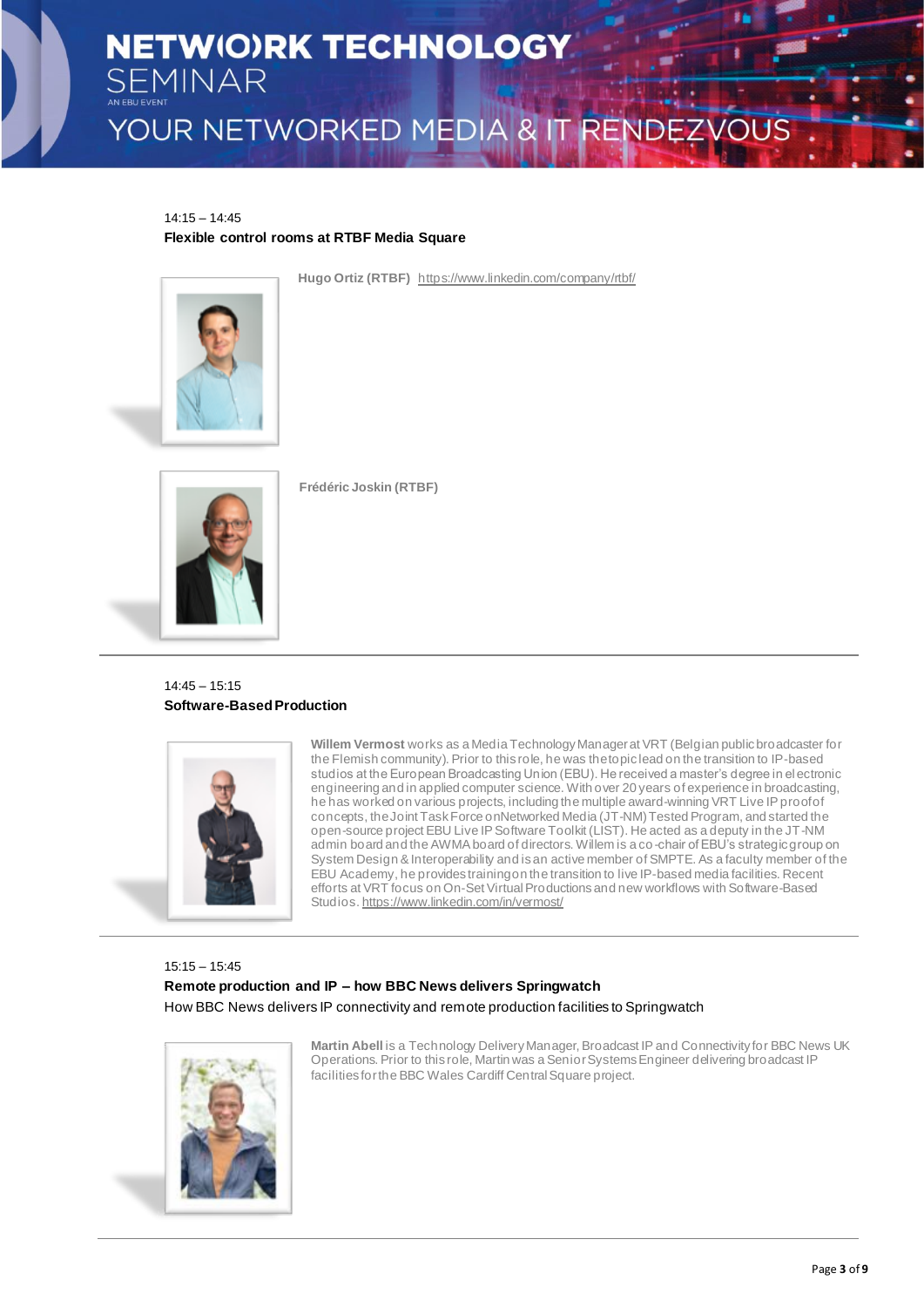14:15 – 14:45

**Flexible control rooms at RTBF Media Square**

**Hugo Ortiz (RTBF)** https://www.linkedin.com/company/rtbf/

**Frédéric Joskin (RTBF)**

---

14:45 – 15:15

**Software-Based Production**

**Willem Vermost** works as a Media Technology Manager at VRT (Belgian public broadcaster for the Flemish community). Prior to this role, he was the topic lead on the transition to IP-based studios at the European Broadcasting Union (EBU). He received a master's degree in electronic engineering and in applied computer science. With over 20 years of experience in broadcasting, he has worked on various projects, including the multiple award-winning VRT Live IP proof of concepts, the Joint Task Force on Networked Media (JT-NM) Tested Program, and started the open-source project EBU Live IP Software Toolkit (LIST). He acted as a deputy in the JT-NM admin board and the AWMA board of directors. Willem is a co-chair of EBU's strategic group on System Design & Interoperability and is an active member of SMPTE. As a faculty member of the EBU Academy, he provides training on the transition to live IP-based media facilities. Recent efforts at VRT focus on On-Set Virtual Productions and new workflows with Software-Based Studios. https://www.linkedin.com/in/vermost/

---

15:15 – 15:45

**Remote production and IP – how BBC News delivers Springwatch**

How BBC News delivers IP connectivity and remote production facilities to Springwatch

**Martin Abell** is a Technology Delivery Manager, Broadcast IP and Connectivity for BBC News UK Operations. Prior to this role, Martin was a Senior Systems Engineer delivering broadcast IP facilities for the BBC Wales Cardiff Central Square project.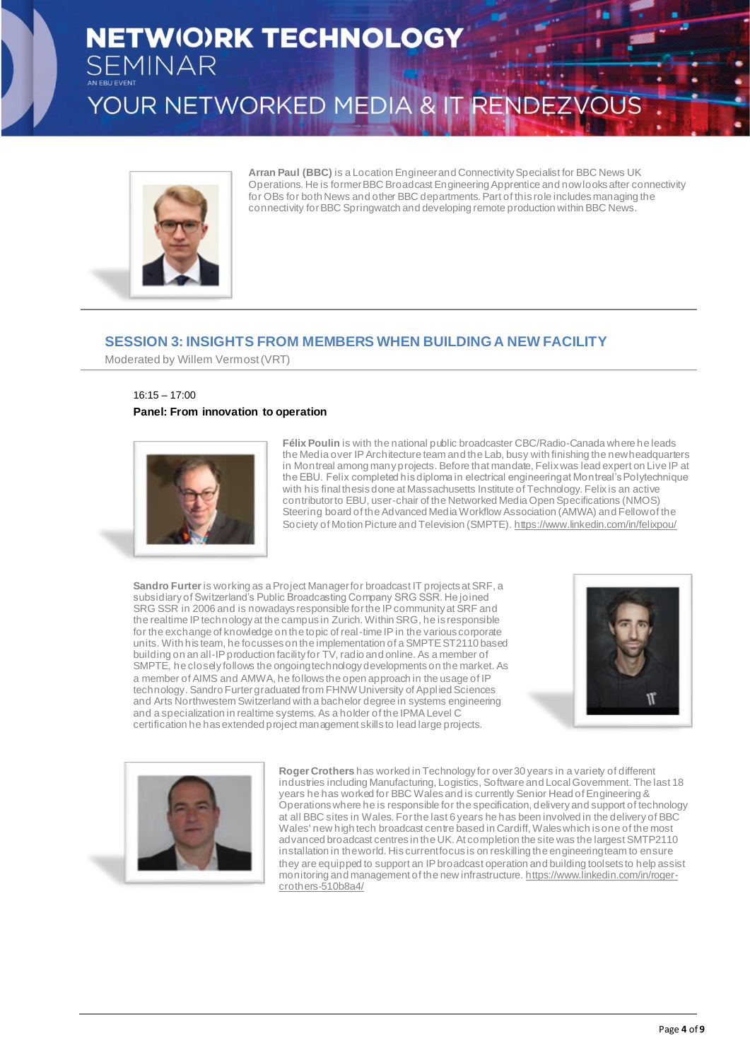**Arran Paul (BBC)** is a Location Engineer and Connectivity Specialist for BBC News UK Operations. He is former BBC Broadcast Engineering Apprentice and now looks after connectivity for OBs for both News and other BBC departments. Part of this role includes managing the connectivity for BBC Springwatch and developing remote production within BBC News.

## SESSION 3: INSIGHTS FROM MEMBERS WHEN BUILDING A NEW FACILITY

Moderated by Willem Vermost (VRT)

16:15 – 17:00

**Panel: From innovation to operation**

**Félix Poulin** is with the national public broadcaster CBC/Radio-Canada where he leads the Media over IP Architecture team and the Lab, busy with finishing the new headquarters in Montreal among many projects. Before that mandate, Felix was lead expert on Live IP at the EBU. Felix completed his diploma in electrical engineering at Montreal's Polytechnique with his final thesis done at Massachusetts Institute of Technology. Felix is an active contributor to EBU, user-chair of the Networked Media Open Specifications (NMOS) Steering board of the Advanced Media Workflow Association (AMWA) and Fellow of the Society of Motion Picture and Television (SMPTE). https://www.linkedin.com/in/felixpou/

**Sandro Furter** is working as a Project Manager for broadcast IT projects at SRF, a subsidiary of Switzerland's Public Broadcasting Company SRG SSR. He joined SRG SSR in 2006 and is nowadays responsible for the IP community at SRF and the realtime IP technology at the campus in Zurich. Within SRG, he is responsible for the exchange of knowledge on the topic of real-time IP in the various corporate units. With his team, he focusses on the implementation of a SMPTE ST2110 based building on an all-IP production facility for TV, radio and online. As a member of SMPTE, he closely follows the ongoing technology developments on the market. As a member of AIMS and AMWA, he follows the open approach in the usage of IP technology. Sandro Furter graduated from FHNW University of Applied Sciences and Arts Northwestern Switzerland with a bachelor degree in systems engineering and a specialization in realtime systems. As a holder of the IPMA Level C certification he has extended project management skills to lead large projects.

**Roger Crothers** has worked in Technology for over 30 years in a variety of different industries including Manufacturing, Logistics, Software and Local Government. The last 18 years he has worked for BBC Wales and is currently Senior Head of Engineering & Operations where he is responsible for the specification, delivery and support of technology at all BBC sites in Wales. For the last 6 years he has been involved in the delivery of BBC Wales' new high tech broadcast centre based in Cardiff, Wales which is one of the most advanced broadcast centres in the UK. At completion the site was the largest SMTP2110 installation in the world. His current focus is on reskilling the engineering team to ensure they are equipped to support an IP broadcast operation and building toolsets to help assist monitoring and management of the new infrastructure. https://www.linkedin.com/in/roger-crothers-510b8a4/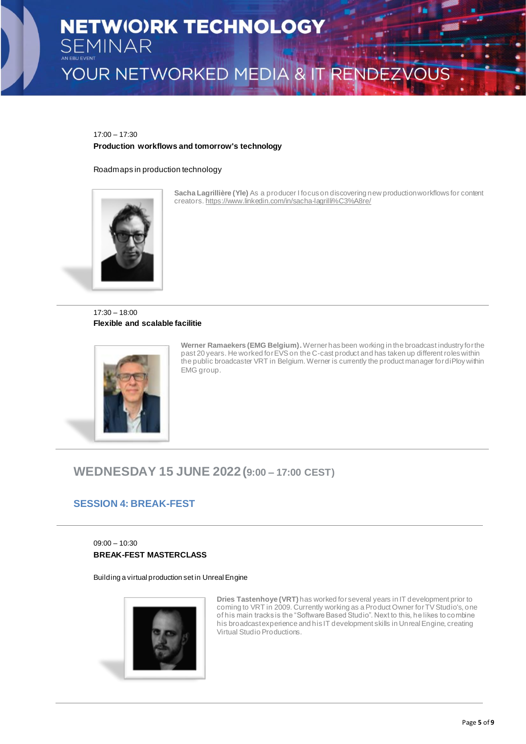17:00 – 17:30

**Production workflows and tomorrow's technology**

Roadmaps in production technology

**Sacha Lagrillière (Yle)** As a producer I focus on discovering new production workflows for content creators. https://www.linkedin.com/in/sacha-lagrilli%C3%A8re/

---

17:30 – 18:00

**Flexible and scalable facilitie**

**Werner Ramaekers (EMG Belgium).** Werner has been working in the broadcast industry for the past 20 years. He worked for EVS on the C-cast product and has taken up different roles within the public broadcaster VRT in Belgium. Werner is currently the product manager for diPloy within EMG group.

---

## WEDNESDAY 15 JUNE 2022 (9:00 – 17:00 CEST)

### SESSION 4: BREAK-FEST

---

09:00 – 10:30

**BREAK-FEST MASTERCLASS**

Building a virtual production set in Unreal Engine

**Dries Tastenhoye (VRT)** has worked for several years in IT development prior to coming to VRT in 2009. Currently working as a Product Owner for TV Studio's, one of his main tracks is the "Software Based Studio". Next to this, he likes to combine his broadcast experience and his IT development skills in Unreal Engine, creating Virtual Studio Productions.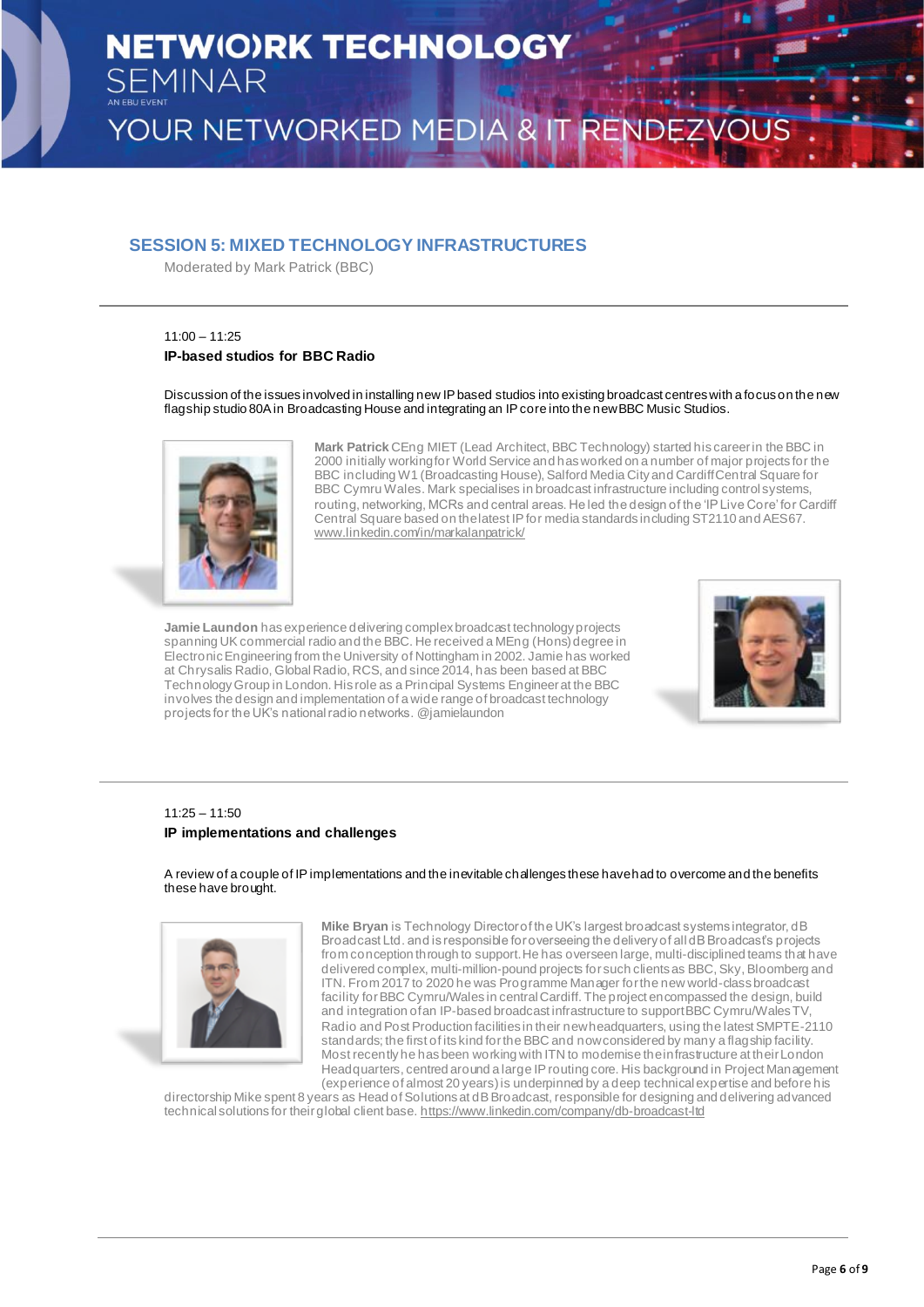## SESSION 5: MIXED TECHNOLOGY INFRASTRUCTURES

Moderated by Mark Patrick (BBC)

---

11:00 – 11:25

**IP-based studios for BBC Radio**

Discussion of the issues involved in installing new IP based studios into existing broadcast centres with a focus on the new flagship studio 80A in Broadcasting House and integrating an IP core into the new BBC Music Studios.

**Mark Patrick** CEng MIET (Lead Architect, BBC Technology) started his career in the BBC in 2000 initially working for World Service and has worked on a number of major projects for the BBC including W1 (Broadcasting House), Salford Media City and Cardiff Central Square for BBC Cymru Wales. Mark specialises in broadcast infrastructure including control systems, routing, networking, MCRs and central areas. He led the design of the 'IP Live Core' for Cardiff Central Square based on the latest IP for media standards including ST2110 and AES67. www.linkedin.com/in/markalanpatrick/

**Jamie Laundon** has experience delivering complex broadcast technology projects spanning UK commercial radio and the BBC. He received a MEng (Hons) degree in Electronic Engineering from the University of Nottingham in 2002. Jamie has worked at Chrysalis Radio, Global Radio, RCS, and since 2014, has been based at BBC Technology Group in London. His role as a Principal Systems Engineer at the BBC involves the design and implementation of a wide range of broadcast technology projects for the UK's national radio networks. @jamielaundon

---

11:25 – 11:50

**IP implementations and challenges**

A review of a couple of IP implementations and the inevitable challenges these have had to overcome and the benefits these have brought.

**Mike Bryan** is Technology Director of the UK's largest broadcast systems integrator, dB Broadcast Ltd. and is responsible for overseeing the delivery of all dB Broadcast's projects from conception through to support. He has overseen large, multi-disciplined teams that have delivered complex, multi-million-pound projects for such clients as BBC, Sky, Bloomberg and ITN. From 2017 to 2020 he was Programme Manager for the new world-class broadcast facility for BBC Cymru/Wales in central Cardiff. The project encompassed the design, build and integration of an IP-based broadcast infrastructure to support BBC Cymru/Wales TV, Radio and Post Production facilities in their new headquarters, using the latest SMPTE-2110 standards; the first of its kind for the BBC and now considered by many a flagship facility. Most recently he has been working with ITN to modernise the infrastructure at their London Headquarters, centred around a large IP routing core. His background in Project Management (experience of almost 20 years) is underpinned by a deep technical expertise and before his directorship Mike spent 8 years as Head of Solutions at dB Broadcast, responsible for designing and delivering advanced technical solutions for their global client base. https://www.linkedin.com/company/db-broadcast-ltd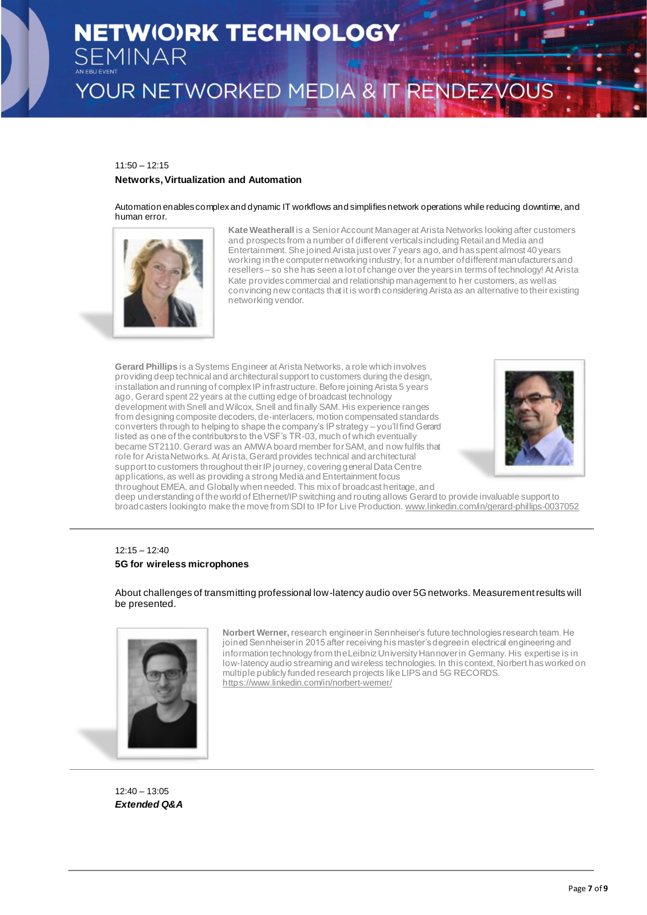11:50 – 12:15

**Networks, Virtualization and Automation**

Automation enables complex and dynamic IT workflows and simplifies network operations while reducing downtime, and human error.

**Kate Weatherall** is a Senior Account Manager at Arista Networks looking after customers and prospects from a number of different verticals including Retail and Media and Entertainment. She joined Arista just over 7 years ago, and has spent almost 40 years working in the computer networking industry, for a number of different manufacturers and resellers – so she has seen a lot of change over the years in terms of technology! At Arista Kate provides commercial and relationship management to her customers, as well as convincing new contacts that it is worth considering Arista as an alternative to their existing networking vendor.

**Gerard Phillips** is a Systems Engineer at Arista Networks, a role which involves providing deep technical and architectural support to customers during the design, installation and running of complex IP infrastructure. Before joining Arista 5 years ago, Gerard spent 22 years at the cutting edge of broadcast technology development with Snell and Wilcox, Snell and finally SAM. His experience ranges from designing composite decoders, de-interlacers, motion compensated standards converters through to helping to shape the company's IP strategy – you'll find Gerard listed as one of the contributors to the VSF's TR-03, much of which eventually became ST2110. Gerard was an AMWA board member for SAM, and now fulfils that role for Arista Networks. At Arista, Gerard provides technical and architectural support to customers throughout their IP journey, covering general Data Centre applications, as well as providing a strong Media and Entertainment focus throughout EMEA, and Globally when needed. This mix of broadcast heritage, and deep understanding of the world of Ethernet/IP switching and routing allows Gerard to provide invaluable support to broadcasters looking to make the move from SDI to IP for Live Production. www.linkedin.com/in/gerard-phillips-0037052

---

12:15 – 12:40

**5G for wireless microphones**

About challenges of transmitting professional low-latency audio over 5G networks. Measurement results will be presented.

**Norbert Werner,** research engineer in Sennheiser's future technologies research team. He joined Sennheiser in 2015 after receiving his master's degree in electrical engineering and information technology from the Leibniz University Hannover in Germany. His expertise is in low-latency audio streaming and wireless technologies. In this context, Norbert has worked on multiple publicly funded research projects like LIPS and 5G RECORDS. https://www.linkedin.com/in/norbert-werner/

---

12:40 – 13:05

***Extended Q&A***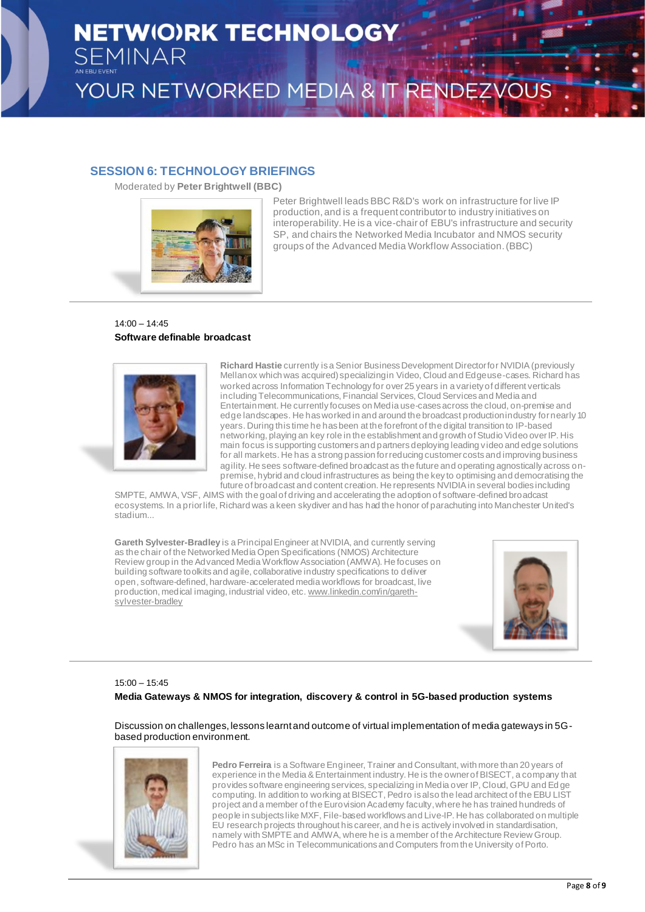## SESSION 6: TECHNOLOGY BRIEFINGS

Moderated by **Peter Brightwell (BBC)**

Peter Brightwell leads BBC R&D's work on infrastructure for live IP production, and is a frequent contributor to industry initiatives on interoperability. He is a vice-chair of EBU's infrastructure and security SP, and chairs the Networked Media Incubator and NMOS security groups of the Advanced Media Workflow Association. (BBC)

---

14:00 – 14:45

**Software definable broadcast**

**Richard Hastie** currently is a Senior Business Development Director for NVIDIA (previously Mellanox which was acquired) specializing in Video, Cloud and Edge use-cases. Richard has worked across Information Technology for over 25 years in a variety of different verticals including Telecommunications, Financial Services, Cloud Services and Media and Entertainment. He currently focuses on Media use-cases across the cloud, on-premise and edge landscapes. He has worked in and around the broadcast production industry for nearly 10 years. During this time he has been at the forefront of the digital transition to IP-based networking, playing an key role in the establishment and growth of Studio Video over IP. His main focus is supporting customers and partners deploying leading video and edge solutions for all markets. He has a strong passion for reducing customer costs and improving business agility. He sees software-defined broadcast as the future and operating agnostically across on-premise, hybrid and cloud infrastructures as being the key to optimising and democratising the future of broadcast and content creation. He represents NVIDIA in several bodies including SMPTE, AMWA, VSF, AIMS with the goal of driving and accelerating the adoption of software-defined broadcast ecosystems. In a prior life, Richard was a keen skydiver and has had the honor of parachuting into Manchester United's stadium...

**Gareth Sylvester-Bradley** is a Principal Engineer at NVIDIA, and currently serving as the chair of the Networked Media Open Specifications (NMOS) Architecture Review group in the Advanced Media Workflow Association (AMWA). He focuses on building software toolkits and agile, collaborative industry specifications to deliver open, software-defined, hardware-accelerated media workflows for broadcast, live production, medical imaging, industrial video, etc. www.linkedin.com/in/gareth-sylvester-bradley

---

15:00 – 15:45

**Media Gateways & NMOS for integration, discovery & control in 5G-based production systems**

Discussion on challenges, lessons learnt and outcome of virtual implementation of media gateways in 5G-based production environment.

**Pedro Ferreira** is a Software Engineer, Trainer and Consultant, with more than 20 years of experience in the Media & Entertainment industry. He is the owner of BISECT, a company that provides software engineering services, specializing in Media over IP, Cloud, GPU and Edge computing. In addition to working at BISECT, Pedro is also the lead architect of the EBU LIST project and a member of the Eurovision Academy faculty, where he has trained hundreds of people in subjects like MXF, File-based workflows and Live-IP. He has collaborated on multiple EU research projects throughout his career, and he is actively involved in standardisation, namely with SMPTE and AMWA, where he is a member of the Architecture Review Group. Pedro has an MSc in Telecommunications and Computers from the University of Porto.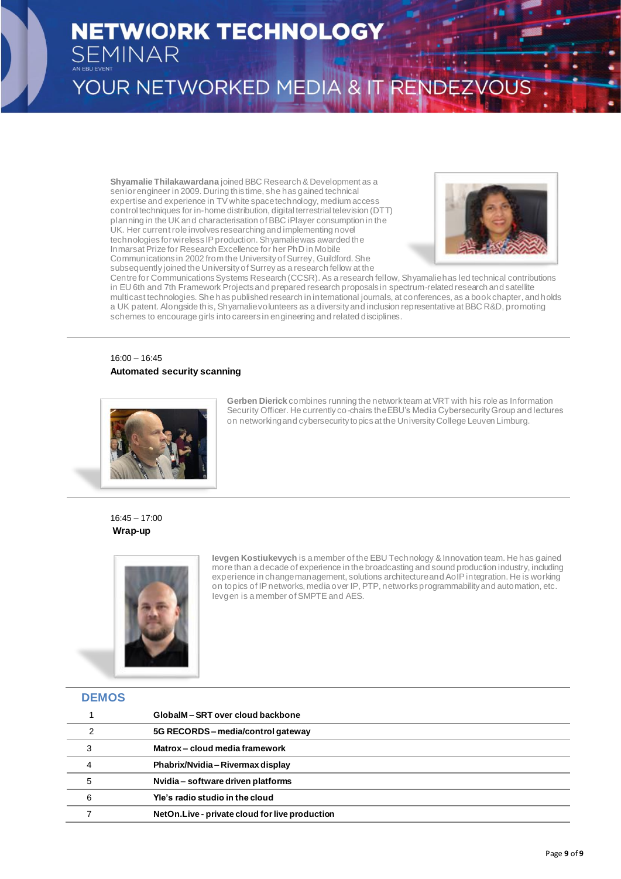**Shyamalie Thilakawardana** joined BBC Research & Development as a senior engineer in 2009. During this time, she has gained technical expertise and experience in TV white space technology, medium access control techniques for in-home distribution, digital terrestrial television (DTT) planning in the UK and characterisation of BBC iPlayer consumption in the UK. Her current role involves researching and implementing novel technologies for wireless IP production. Shyamalie was awarded the Inmarsat Prize for Research Excellence for her PhD in Mobile Communications in 2002 from the University of Surrey, Guildford. She subsequently joined the University of Surrey as a research fellow at the Centre for Communications Systems Research (CCSR). As a research fellow, Shyamalie has led technical contributions in EU 6th and 7th Framework Projects and prepared research proposals in spectrum-related research and satellite multicast technologies. She has published research in international journals, at conferences, as a book chapter, and holds a UK patent. Alongside this, Shyamalie volunteers as a diversity and inclusion representative at BBC R&D, promoting schemes to encourage girls into careers in engineering and related disciplines.

---

16:00 – 16:45

**Automated security scanning**

**Gerben Dierick** combines running the network team at VRT with his role as Information Security Officer. He currently co-chairs the EBU's Media Cybersecurity Group and lectures on networking and cybersecurity topics at the University College Leuven Limburg.

---

16:45 – 17:00

**Wrap-up**

**Ievgen Kostiukevych** is a member of the EBU Technology & Innovation team. He has gained more than a decade of experience in the broadcasting and sound production industry, including experience in change management, solutions architecture and AoIP integration. He is working on topics of IP networks, media over IP, PTP, networks programmability and automation, etc. Ievgen is a member of SMPTE and AES.

---

## DEMOS

| | |
|---|---|
| 1 | **GlobalM – SRT over cloud backbone** |
| 2 | **5G RECORDS – media/control gateway** |
| 3 | **Matrox – cloud media framework** |
| 4 | **Phabrix/Nvidia – Rivermax display** |
| 5 | **Nvidia – software driven platforms** |
| 6 | **Yle's radio studio in the cloud** |
| 7 | **NetOn.Live - private cloud for live production** |